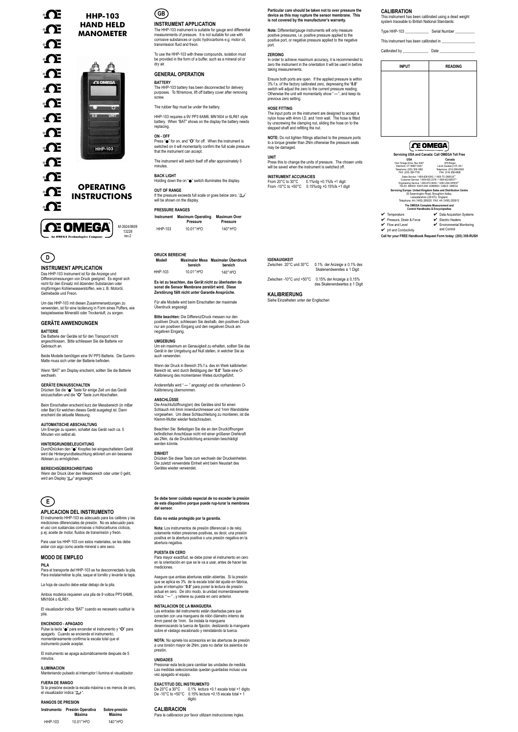# HHP-103 HAND HELD MANOMETER

# OPERATING INSTRUCTIONS

M-3924/0609
13228
rev.2

## GB

### INSTRUMENT APPLICATION

The HHP-103 instrument is suitable for gauge and differential measurements of pressure. It is not suitable for use with corrosive substances or cyclic hydrocarbons e.g. motor oil, transmission fluid and freon.

To use the HHP-103 with these compounds, isolation must be provided in the form of a buffer, such as a mineral oil or dry air.

### GENERAL OPERATION

**BATTERY**

The HHP-103 battery has been disconnected for delivery purposes. To fit/remove, lift off battery cover after removing screw.

The rubber flap must be under the battery.

HHP-103 requires a 9V PP3 6AM6, MN1604 or 6LR61 style battery. When "BAT" shows on the display the battery needs replacing.

**ON - OFF**

Press "●" for on, and "O" for off. When the instrument is switched on it will momentarily confirm the full scale pressure that the instrument can accept.

The instrument will switch itself off after approximately 5 minutes.

**BACK LIGHT**

Holding down the on "●" switch illuminates the display.

**OUT OF RANGE**

If the pressure exceeds full scale or goes below zero, ' ' will be shown on the display.

**PRESSURE RANGES**

| Instrument | Maximum Operating Pressure | Maximum Over Pressure |
|---|---|---|
| HHP-103 | 10.01" H²O | 140" H²O |

**Particular care should be taken not to over pressure the device as this may rupture the sensor membrane. This is not covered by the manufacturer's warranty.**

**Note:** Differential/gauge instruments will only measure positive pressures, i.e. positive pressure applied to the positive port, or negative pressure applied to the negative port.

**ZEROING**

In order to achieve maximum accuracy, it is recommended to zero the instrument in the orientation it will be used in before taking measurements.

Ensure both ports are open. If the applied pressure is within 3% f.s. of the factory calibrated zero, depressing the "0.0" switch will adjust the zero to the current pressure reading. Otherwise the unit will momentarily show "—", and keep its previous zero setting.

**HOSE FITTING**

The input ports on the instrument are designed to accept a nylon hose with 4mm I.D. and 1mm wall. The hose is fitted by unscrewing the clamping nut, sliding the hose on to the stepped shaft and refitting the nut.

**NOTE:** Do not tighten fittings attached to the pressure ports to a torque greater than 2Nm otherwise the pressure seals may be damaged.

**UNIT**

Press this to change the units of pressure. The chosen units will be saved when the instrument is switched off.

**INSTRUMENT ACCURACIES**

From 20°C to 30°C 0.1%rdg +0.1%fs +1 digit
From -10°C to +50°C 0.15%rdg +0.15%fs +1 digit

### CALIBRATION

This instrument has been calibrated using a dead weight system traceable to British National Standards:

Type HHP-103 ____________ Serial Number __________

This instrument has been calibrated in _________________

Calibrated by _____________ Date _________________

| INPUT | READING |
|---|---|
| | |

**OMEGA** — An OMEGA Technologies Company

**Servicing USA and Canada: Call OMEGA Toll Free**

**USA**
One Omega Drive, Box 4047
Stamford, CT 06907-0047
Telephone: (203) 359-1660
FAX: (203) 359-7700

**Canada**
976 Bergar
Laval (Quebec) H7L 5A1
Telephone: (514) 856-6928
FAX: (514) 856-6886

Sales Service: 1-800-826-6342 / 1-800-TC-OMEGA
Customer Service: 1-800-622-2378 / 1-800-622-BEST
Engineering Service: 1-800-872-9436 / 1-800-USA-WHEN
TELEX: 996404 EASYLINK: 62968934 CABLE: OMEGA

**Servicing Europe: United Kingdom Sales and Distribution Centre**
25 Swannington Road, Broughton Astley,
Leicestershire LE9 6TU, England
Telephone: 44 (1455) 285520 FAX: 44 (1455) 283912

**The OMEGA Complete Measurement and Control Handbooks & Encyclopedias**

- ✔ Temperature
- ✔ Pressure, Strain & Force
- ✔ Flow and Level
- ✔ pH and Conductivity
- ✔ Data Acquisition Systems
- ✔ Electric Heaters
- ✔ Environmental Monitoring and Control

**Call for your FREE Handbook Request Form today: (203) 359-RUSH**

## D

### INSTRUMENT APPLICATION

Das HHP-103 Instrument ist für die Anzeige und Differenzmessungen von Druck geeignet. Es eignet sich nicht für den Einsatz mit ätzenden Substanzen oder ringförmigen Kohlenwasserstoffen, wie z. B. Motoröl, Getriebeöle und Freon.

Um das HHP-103 mit diesen Zusammensetzungen zu verwenden, ist für eine Isolierung in Form eines Puffers, wie beispielsweise Mineralöl oder Trockenluft, zu sorgen.

### GERÄTE ANWENDUNGEN

**BATTERIE**

Die Batterie der Geräte ist für den Transport nicht angeschlossen. Bitte schliessen Sie die Batterie vor Gebrauch an.

Beide Modelle benötigen eine 9V PP3 Batterie. Die Gummi-Matte muss sich unter der Batterie befinden.

Wenn "BAT" am Display erscheint, sollten Sie die Batterie wechseln.

**GERÄTE EIN/AUSSCHALTEN**

Drücken Sie die "●" Taste für einige Zeit um das Gerät einzuschalten und die "O" Taste zum Abschalten.

Beim Einschalten erscheint kurz der Messbereich (in mBar oder Bar) für welchen dieses Gerät ausgelegt ist. Dann erscheint die aktuelle Messung.

**AUTOMATISCHE ABSCHALTUNG**

Um Energie zu sparen, schaltet das Gerät nach ca. 5 Minuten von selbst ab.

**HINTERGRUNDBELEUCHTUNG**

DurchDrücken den "●" Knopfes bei eingeschaltetem Gerät wird die Hintergrundbeleuchtung aktiviert um ein besseres Ablesen zu ermöglichen.

**BEREICHSÜBERSCHREITUNG**

Wenn der Druck über den Messbereich oder unter 0 geht, wird am Display ' ' angezeight.

**DRUCK BEREICHE**

| Modell | Maximaler Mess bereich | Maximaler Überdruck bereich |
|---|---|---|
| HHP-103 | 10.01" H²O | 140" H²O |

**Es ist zu beachten, das Gerät nicht zu überlasten da sonst die Sensor Membrane zerstört wird. Diese Zerstörung fällt nicht unter Garantie Ansprüche.**

Für alle Modelle wird beim Einschalten der maximale Überdruck angezeigt.

**Bitte beachten:** Die Differenz/Druck messen nur den positiven Druck; schliessen Sie deshalb, den positiven Druck nur am positiven Eingang und den negativen Druck am negativen Eingang.

**UMGEBUNG**

Um ein maximum an Genauigkeit zu erhalten, sollten Sie das Gerät in der Umgebung auf Null stellen, in welcher Sie as auch verwenden.

Wenn der Druck in Bereich 3% f.s. des im Werk kalibrierten Bereich ist, wird durch Betätigung der "0.0" Taste eine O-Kalibrierung des momentanen Wetes durchgeführt.

Anderenfalls wird " — " angezeigt und die vorhandenen O-Kalibrierung übernommen.

**ANSCHLÜSSE**

Die Anschlußöffnung(en) des Gerätes sind für einen Schlauch mit 4mm innendurchmesser und 1mm Wandstärke vorgesehen. Um diese Schlauchleitung zu montieren, ist die Klemm-Mutter wieder festschrauben.

Beachten Sie: Befestigen Sie die an den Drucköffnungen befindlichen Anschlüsse nicht mit einer größeren Drehkraft als 2Nm, da die Druckdichtung ansonsten beschädigt werden könnte.

**EINHEIT**

Drücken Sie diese Taste zum wechseln der Druckeinheiten. Die zuletzt verwendete Einheit wird beim Neustart des Gerätes wieder verwendet.

**IGENAUIGKEIT**

Zwischen 20°C und 30°C 0.1% der Anzeige ± 0,1% des Skalenendweretes ± 1 Digit

Zwischen -10°C und +50°C 0.15% der Anzeige ± 0,15% des Skalenendwertes ± 1 Digit

### KALIBRIERUNG

Siehe Einzelheiten unter der Englischen

## E

### APLICACION DEL INSTRUMENTO

El instrumento HHP-103 es adecuado para los calibres y las mediciones diferenciales de presión. No es adecuado para el uso con sustancias corrosivas o hidrocarburos cíclicos, p.ej. aceite de motor, fluidos de transmisión y freón.

Para usar los HHP-103 con estos materiales, se les debe aislar con algo como aceite mineral o aire seco.

### MODO DE EMPLEO

**PILA**

Para el transporte del HHP-103 se ha desconnectado la pila. Para instalar/retirar la pila, saque el tornillo y levante la tapa.

La hoja de caucho debe estar debajo de la pila.

Ambos modelos requieren una pila de 9 voltios PP3 6AM6, MN1604 o 6LR61.

El visualizador indica "BAT" cuando es necesario sustituir la pila.

**ENCENDIDO - APAGADO**

Pulse la tecla "●" para encender el instrumento y "O" para apagarlo. Cuando se enciende el instrumento, momentáneamente confirma la escala total que el instrumento puede aceptar.

El instrumento se apaga automáticamente después de 5 minutos.

**ILUMINACION**

Manteniendo pulsado al interruptor I ilumina el visualizador .

**FUERA DE RANGO**

Si la presióne excede la escala máxima o es menos de cero, el visualizador indica " ".

**RANGOS DE PRESION**

| Instrumento | Presión Operativa Máxima | Sobre-presión Máxima |
|---|---|---|
| HHP-103 | 10.01" H²O | 140" H²O |

**Se debe tener cuidado especial de no exceder la presión de este dispositivo porque puede rup-turar la membrana del sensor.**

**Esto no estáa protegido por la garantía.**

**Nota:** Los instrumentos de presión diferencial o de reloj solamente miden presiones positivas, es decir, una presión positiva en la abertura positiva o una presión negativa en la abertura negativa.

**PUESTA EN CERO**

Para mayor exactitud, se debe poner el instrumento en cero en la orientación en que se le va a usar, antes de hacer las mediciones.

Asegure que ambas aberturas están abiertas. Si la presión que se aplica es 3% de la escala total del ajuste en fábrica, pulse el interruptor "0.0" para poner la lectura de presión actual en cero. De otro modo, la unidad momentáneamente indica " — " , y retiene su puesta en cero anterior.

**INSTALACION DE LA MANGUERA**

Las entradas del instrumento están diseñadas para que conecten con una manguera de nilón diámetro interno de 4mm pared de 1mm. Se instala la manguera desenroscando la tuerca de fijación, deslizando la manguera sobre el vástago escalonado y reinstalando la tuerca.

**NOTA:** No apriete los accesorios en las aberturas de presión a una torsión mayor de 2Nm, para no dañar los asientos de presión.

**UNIDADES**

Presionar esta tecla para cambiar las unidades de medida. Las medidas seleccionadas quedan guardadas incluso una vez apagado el equipo.

**EXACTITUD DEL INSTRUMENTO**

De 20°C a 30°C 0.1% lectura +0.1 escala total +1 digito
De -10°C to +50°C 0.15% lectura +0.15 escala total + 1 digito

### CALIBRACION

Para la calibracion por favor utilizam instrucciones Ingles.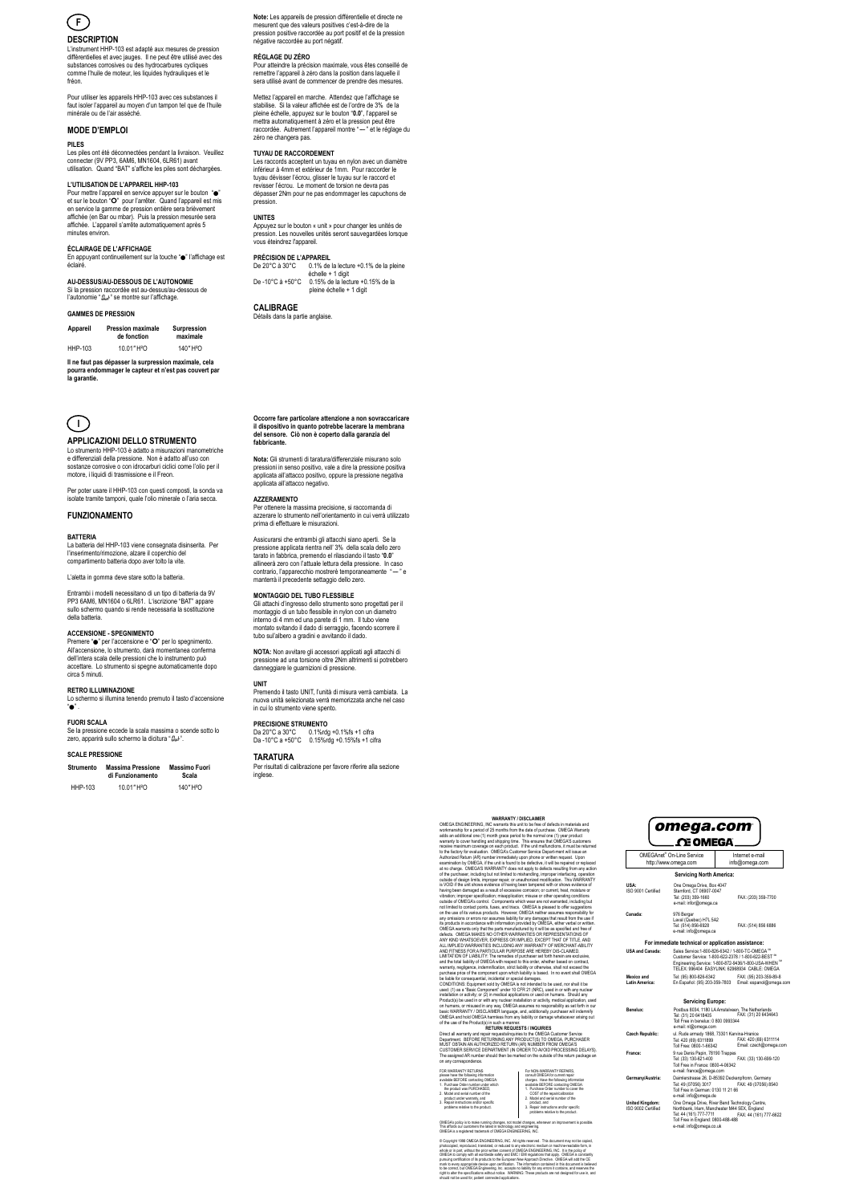# F

## DESCRIPTION

L'instrument HHP-103 est adapté aux mesures de pression différentielles et avec jauges. Il ne peut être utilisé avec des substances corrosives ou des hydrocarbures cycliques comme l'huile de moteur, les liquides hydrauliques et le fréon.

Pour utiliser les appareils HHP-103 avec ces substances il faut isoler l'appareil au moyen d'un tampon tel que de l'huile minérale ou de l'air asséché.

## MODE D'EMPLOI

### PILES

Les piles ont été déconnectées pendant la livraison. Veuillez connecter (9V PP3, 6AM6, MN1604, 6LR61) avant utilisation. Quand "BAT" s'affiche les piles sont déchargées.

### L'UTILISATION DE L'APPAREIL HHP-103

Pour mettre l'appareil en service appuyer sur le bouton "●" et sur le bouton "O" pour l'arrêter. Quand l'appareil est mis en service la gamme de pression entière sera brièvement affichée (en Bar ou mbar). Puis la pression mesurée sera affichée. L'appareil s'arrête automatiquement après 5 minutes environ.

### ÉCLAIRAGE DE L'AFFICHAGE

En appuyant continuellement sur la touche "●" l'affichage est éclairé.

### AU-DESSUS/AU-DESSOUS DE L'AUTONOMIE

Si la pression raccordée est au-dessus/au-dessous de l'autonomie "ᘯᓓ" se montre sur l'affichage.

### GAMMES DE PRESSION

| Appareil | Pression maximale de fonction | Surpression maximale |
|---|---|---|
| HHP-103 | 10.01" H²O | 140" H²O |

**Il ne faut pas dépasser la surpression maximale, cela pourra endommager le capteur et n'est pas couvert par la garantie.**

**Note:** Les appareils de pression différentielle et directe ne mesurent que des valeurs positives c'est-à-dire de la pression positive raccordée au port positif et de la pression négative raccordée au port négatif.

### RÉGLAGE DU ZÉRO

Pour atteindre la précision maximale, vous êtes conseillé de remettre l'appareil à zéro dans la position dans laquelle il sera utilisé avant de commencer de prendre des mesures.

Mettez l'appareil en marche. Attendez que l'affichage se stabilise. Si la valeur affichée est de l'ordre de 3% de la pleine échelle, appuyez sur le bouton "0.0", l'appareil se mettra automatiquement à zéro et la pression peut être raccordée. Autrement l'appareil montre "—" et le réglage du zéro ne changera pas.

### TUYAU DE RACCORDEMENT

Les raccords acceptent un tuyau en nylon avec un diamètre inférieur à 4mm et extérieur de 1mm. Pour raccorder le tuyau dévisser l'écrou, glisser le tuyau sur le raccord et revisser l'écrou. Le moment de torsion ne devra pas dépasser 2Nm pour ne pas endommager les capuchons de pression.

### UNITES

Appuyez sur le bouton « unit » pour changer les unités de pression. Les nouvelles unités seront sauvegardées lorsque vous éteindrez l'appareil.

### PRÉCISION DE L'APPAREIL

De 20°C à 30°C 0.1% de la lecture +0.1% de la pleine échelle + 1 digit
De -10°C à +50°C 0.15% de la lecture +0.15% de la pleine échelle + 1 digit

## CALIBRAGE

Détails dans la partie anglaise.

# I

## APPLICAZIONI DELLO STRUMENTO

Lo strumento HHP-103 è adatto a misurazioni manometriche e differenziali della pressione. Non è adatto all'uso con sostanze corrosive o con idrocarburi ciclici come l'olio per il motore, i liquidi di trasmissione e il Freon.

Per poter usare il HHP-103 con questi composti, la sonda va isolate tramite tamponi, quale l'olio minerale o l'aria secca.

## FUNZIONAMENTO

### BATTERIA

La batteria del HHP-103 viene consegnata disinserita. Per l'inserimento/rimozione, alzare il coperchio del compartimento batteria dopo aver tolto la vite.

L'aletta in gomma deve stare sotto la batteria.

Entrambi i modelli necessitano di un tipo di batteria da 9V PP3 6AM6, MN1604 o 6LR61. L'iscrizione "BAT" appare sullo schermo quando si rende necessaria la sostituzione della batteria.

### ACCENSIONE - SPEGNIMENTO

Premere "●" per l'accensione e "O" per lo spegnimento. All'accensione, lo strumento, darà momentanea conferma dell'intera scala delle pressioni che lo instrumento può accettare. Lo strumento si spegne automaticamente dopo circa 5 minuti.

### RETRO ILLUMINAZIONE

Lo schermo si illumina tenendo premuto il tasto d'accensione "●".

### FUORI SCALA

Se la pressione eccede la scala massima o scende sotto lo zero, apparirà sullo schermo la dicitura "ᘯᓓ".

### SCALE PRESSIONE

| Strumento | Massima Pressione di Funzionamento | Massimo Fuori Scala |
|---|---|---|
| HHP-103 | 10.01" H²O | 140" H²O |

**Occorre fare particolare attenzione a non sovraccaricare il dispositivo in quanto potrebbe lacerare la membrana del sensore. Ciò non è coperto dalla garanzia del fabbricante.**

**Nota:** Gli strumenti di taratura/differenziale misurano solo pressioni in senso positivo, vale a dire la pressione positiva applicata all'attacco positivo, oppure la pressione negativa applicata all'attacco negativo.

### AZZERAMENTO

Per ottenere la massima precisione, si raccomanda di azzerare lo strumento nell'orientamento in cui verrà utilizzato prima di effettuare le misurazioni.

Assicurarsi che entrambi gli attacchi siano aperti. Se la pressione applicata rientra nell' 3% della scala dello zero tarato in fabbrica, premendo el rilasciando il tasto "0.0" allineerà zero con l'attuale lettura della pressione. In caso contrario, l'apparecchio mostrerà temporaneamente "—" e manterrà il precedente settaggio dello zero.

### MONTAGGIO DEL TUBO FLESSIBLE

Gli attachi d'ingresso dello strumento sono progettati per il montaggio di un tubo flessibile in nylon con un diametro interno di 4 mm ed una parete di 1 mm. Il tubo viene montato svitando il dado di serraggio, facendo scorrere il tubo sull'albero a gradini e avvitando il dado.

**NOTA:** Non avvitare gli accessori applicati agli attacchi di pressione ad una torsione oltre 2Nm altrimenti si potrebbero danneggiare le guarnizioni di pressione.

### UNIT

Premendo il tasto UNIT, l'unità di misura verrà cambiata. La nuova unità selezionata verrà memorizzata anche nel caso in cui lo strumento viene spento.

### PRECISIONE STRUMENTO

Da 20°C a 30°C 0.1%rdg +0.1%fs +1 cifra
Da -10°C a +50°C 0.15%rdg +0.15%fs +1 cifra

## TARATURA

Per risultati di calibrazione per favore riferire alla sezione inglese.

### WARRANTY / DISCLAIMER

OMEGA ENGINEERING, INC. warrants this unit to be free of defects in materials and workmanship for a period of 25 months from the date of purchase. OMEGA Warranty adds an additional one (1) month grace period to the normal one (1) year product warranty to cover handling and shipping time. This ensures that OMEGA's customers receive maximum coverage on each product. If the unit malfunctions, it must be returned to the factory for evaluation. OMEGA's Customer Service Department will issue an Authorized Return (AR) number immediately upon phone or written request. Upon examination by OMEGA, if the unit is found to be defective, it will be repaired or replaced at no charge. OMEGA's WARRANTY does not apply to defects resulting from any action of the purchaser, including but not limited to mishandling, improper interfacing, operation outside of design limits, improper repair, or unauthorized modification. This WARRANTY is VOID if the unit shows evidence of having been tampered with or shows evidence of having been damaged as a result of excessive corrosion; or current, heat, moisture or vibration; improper specification; misapplication; misuse or other operating conditions outside of OMEGA's control. Components which wear are not warranted, including but not limited to contact points, fuses, and triacs. OMEGA is pleased to offer suggestions on the use of its various products. However, OMEGA neither assumes responsibility for any omissions or errors nor assumes liability for any damages that result from the use if its products in accordance with information provided by OMEGA, either verbal or written. OMEGA warrants only that the parts manufactured by it will be as specified and free of defects. OMEGA MAKES NO OTHER WARRANTIES OR REPRESENTATIONS OF ANY KIND WHATSOEVER, EXPRESS OR IMPLIED, EXCEPT THAT OF TITLE, AND ALL IMPLIED WARRANTIES INCLUDING ANY WARRANTY OF MERCHANTABILITY AND FITNESS FOR A PARTICULAR PURPOSE ARE HEREBY DISCLAIMED. LIMITATION OF LIABILITY: The remedies of purchaser set forth herein are exclusive, and the total liability of OMEGA with respect to this order, whether based on contract, warranty, negligence, indemnification, strict liability or otherwise, shall not exceed the purchase price of the component upon which liability is based. In no event shall OMEGA be liable for consequential, incidental or special damages.
CONDITIONS: Equipment sold by OMEGA is not intended to be used, nor shall it be used: (1) as a "Basic Component" under 10 CFR 21 (NRC), used in or with any nuclear installation or activity; or (2) in medical applications or used on humans. Should any Product(s) be used in or with any nuclear installation or activity, medical application, used on humans, or misused in any way, OMEGA assumes no responsibility as set forth in our basic WARRANTY / DISCLAIMER language, and, additionally, purchaser will indemnify OMEGA and hold OMEGA harmless from any liability or damage whatsoever arising out of the use of the Product(s) in such a manner.

### RETURN REQUESTS / INQUIRIES

Direct all warranty and repair requests/inquiries to the OMEGA Customer Service Department. BEFORE RETURNING ANY PRODUCT(S) TO OMEGA, PURCHASER MUST OBTAIN AN AUTHORIZED RETURN (AR) NUMBER FROM OMEGA'S CUSTOMER SERVICE DEPARTMENT (IN ORDER TO AVOID PROCESSING DELAYS). The assigned AR number should then be marked on the outside of the return package and on any correspondence.

FOR WARRANTY RETURNS, please have the following information available BEFORE contacting OMEGA:
1. Purchase Order number under which the product was PURCHASED,
2. Model and serial number of the product under warranty, and
3. Repair instructions and/or specific problems relative to the product.

FOR NON-WARRANTY REPAIRS, consult OMEGA for current repair charges. Have the following information available BEFORE contacting OMEGA:
1. Purchase Order number to cover the COST of the repair/calibration,
2. Model and serial number of the product, and
3. Repair instructions and/or specific problems relative to the product.

OMEGA's policy is to make running changes, not model changes, whenever an improvement is possible. This affords our customers the latest in technology and engineering.
OMEGA is a registered trademark of OMEGA ENGINEERING, INC.

© Copyright 1996 OMEGA ENGINEERING, INC. All rights reserved. This document may not be copied, photocopied, reproduced, translated, or reduced to any electronic medium or machine-readable form, in whole or in part, without the prior written consent of OMEGA ENGINEERING, INC. It is the policy of OMEGA to comply with all worldwide safety and EMC / EMI regulations that apply. OMEGA is constantly pursuing certification of its products to the European New Approach Directives. OMEGA will add the CE mark to every appropriate device upon certification. The information contained in this document is believed to be correct, but OMEGA Engineering, Inc. accepts no liability for any errors it contains, and reserves the right to alter the specifications without notice. WARNING: These products are not designed for use in, and should not be used for, patient connected applications.

**omega.com**
**CE OMEGA**

| OMEGAnet® On-Line Service | Internet e-mail |
|---|---|
| http://www.omega.com | info@omega.com |

### Servicing North America:

**USA:** ISO 9001 Certified
One Omega Drive, Box 4047
Stamford, CT 06907-0047
Tel: (203) 359-1660 FAX: (203) 359-7700
e-mail: info@omega.com

**Canada:**
976 Bergar
Laval (Quebec) H7L 5A2
Tel: (514) 856-6928 FAX: (514) 856 6886
e-mail: info@omega.ca

### For immediate technical or application assistance:

**USA and Canada:** Sales Service:1-800-826-6342 / 1-800-TC-OMEGA℠
Customer Service: 1-800-622-2378 / 1-800-622-BEST℠
Engineering Service: 1-800-872-9436/1-800-USA-WHEN℠
TELEX: 996404 EASYLINK: 62968934 CABLE: OMEGA

**Mexico and Latin America:** Tel: (95) 800-826-6342 FAX: (95) 203-359-89-8
En Español: (95) 203-359-7803 Email: espanol@omega.com

### Servicing Europe:

**Benelux:** Postbus 8034, 1180 LA Amstelveen, The Netherlands
Tel: (31) 20 6418405 FAX: (31) 20 6434643
Toll Free in benelux: 0 800 0993344
e-mail: nl@omega.com

**Czech Republic:** ul. Rude armady 1868, 73301 Karvina-Hranice
Tel: 420 (69) 6311899 FAX: 420 (69) 6311114
Toll Free: 0800-1-66342 Email: czech@omega.com

**France:** 9 rue Denis Papin, 78190 Trappes
Tel: (33) 130-621-400 FAX: (33) 130-699-120
Toll Free in France: 0800-4-06342
e-mail: france@omega.com

**Germany/Austria:** Daimlerstrasse 26, D-75392 Deckenpfronn, Germany
Tel: 49 (07056) 3017 FAX: 49 (07056) 8540
Toll Free in Germany: 0130 11 21 66
e-mail: info@omega.de

**United Kingdom:** ISO 9002 Certified
One Omega Drive, River Bend Technology Centre, Northbank, Irlam, Manchester M44 5EX, England
Tel: 44 (161) 777-7711 FAX: 44 (161) 777-6622
Toll Free in England: 0800-488-488
e-mail: info@omega.co.uk